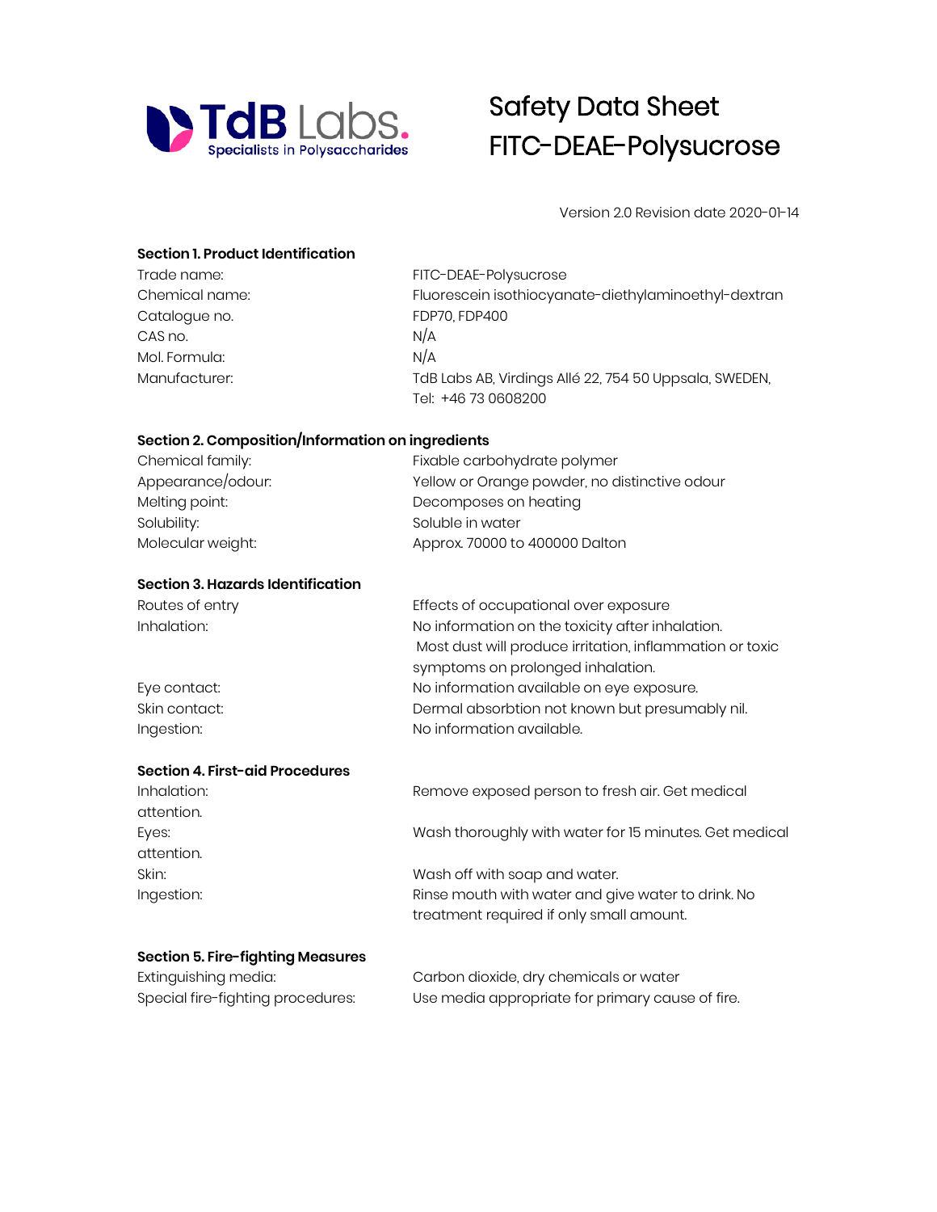TdB Labs. Specialists in Polysaccharides

# Safety Data Sheet
# FITC-DEAE-Polysucrose

Version 2.0 Revision date 2020-01-14

## Section 1. Product Identification

| | |
|---|---|
| Trade name: | FITC-DEAE-Polysucrose |
| Chemical name: | Fluorescein isothiocyanate-diethylaminoethyl-dextran |
| Catalogue no. | FDP70, FDP400 |
| CAS no. | N/A |
| Mol. Formula: | N/A |
| Manufacturer: | TdB Labs AB, Virdings Allé 22, 754 50 Uppsala, SWEDEN, Tel: +46 73 0608200 |

## Section 2. Composition/Information on ingredients

| | |
|---|---|
| Chemical family: | Fixable carbohydrate polymer |
| Appearance/odour: | Yellow or Orange powder, no distinctive odour |
| Melting point: | Decomposes on heating |
| Solubility: | Soluble in water |
| Molecular weight: | Approx. 70000 to 400000 Dalton |

## Section 3. Hazards Identification

| | |
|---|---|
| Routes of entry | Effects of occupational over exposure |
| Inhalation: | No information on the toxicity after inhalation. Most dust will produce irritation, inflammation or toxic symptoms on prolonged inhalation. |
| Eye contact: | No information available on eye exposure. |
| Skin contact: | Dermal absorbtion not known but presumably nil. |
| Ingestion: | No information available. |

## Section 4. First-aid Procedures

| | |
|---|---|
| Inhalation: | Remove exposed person to fresh air. Get medical attention. |
| Eyes: | Wash thoroughly with water for 15 minutes. Get medical attention. |
| Skin: | Wash off with soap and water. |
| Ingestion: | Rinse mouth with water and give water to drink. No treatment required if only small amount. |

## Section 5. Fire-fighting Measures

| | |
|---|---|
| Extinguishing media: | Carbon dioxide, dry chemicals or water |
| Special fire-fighting procedures: | Use media appropriate for primary cause of fire. |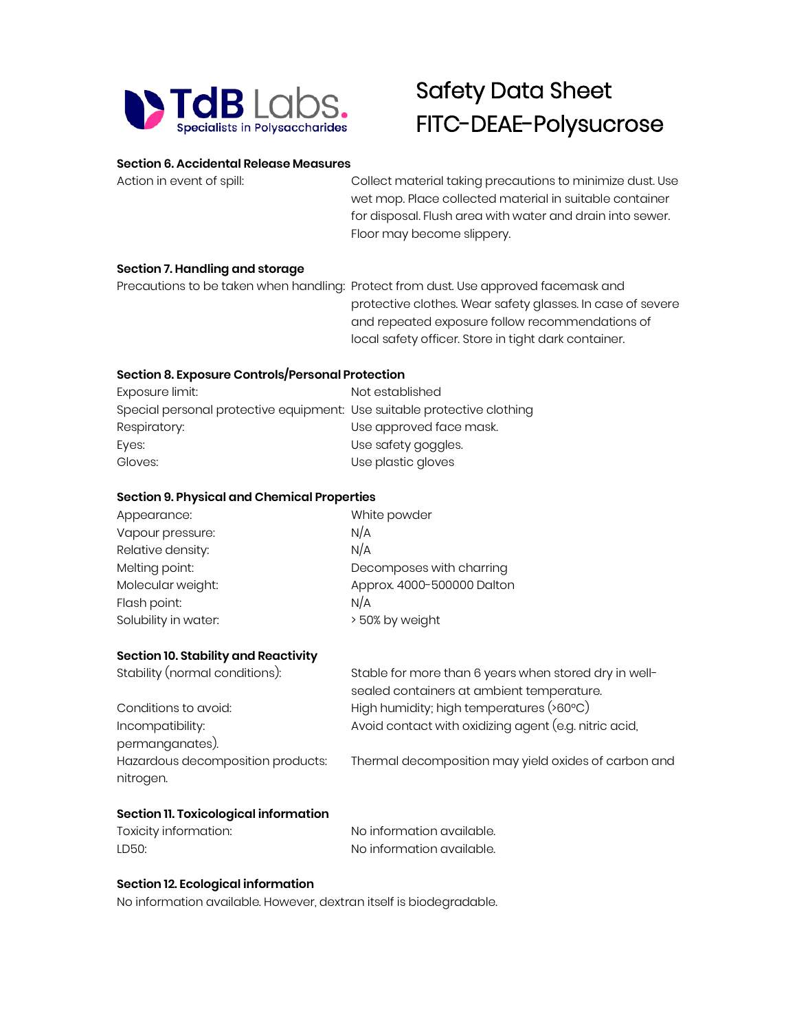**Section 6. Accidental Release Measures**

| | |
|---|---|
| Action in event of spill: | Collect material taking precautions to minimize dust. Use wet mop. Place collected material in suitable container for disposal. Flush area with water and drain into sewer. Floor may become slippery. |

**Section 7. Handling and storage**

| | |
|---|---|
| Precautions to be taken when handling: | Protect from dust. Use approved facemask and protective clothes. Wear safety glasses. In case of severe and repeated exposure follow recommendations of local safety officer. Store in tight dark container. |

**Section 8. Exposure Controls/Personal Protection**

| | |
|---|---|
| Exposure limit: | Not established |
| Special personal protective equipment: | Use suitable protective clothing |
| Respiratory: | Use approved face mask. |
| Eyes: | Use safety goggles. |
| Gloves: | Use plastic gloves |

**Section 9. Physical and Chemical Properties**

| | |
|---|---|
| Appearance: | White powder |
| Vapour pressure: | N/A |
| Relative density: | N/A |
| Melting point: | Decomposes with charring |
| Molecular weight: | Approx. 4000-500000 Dalton |
| Flash point: | N/A |
| Solubility in water: | > 50% by weight |

**Section 10. Stability and Reactivity**

| | |
|---|---|
| Stability (normal conditions): | Stable for more than 6 years when stored dry in well-sealed containers at ambient temperature. |
| Conditions to avoid: | High humidity; high temperatures (>60°C) |
| Incompatibility: | Avoid contact with oxidizing agent (e.g. nitric acid, permanganates). |
| Hazardous decomposition products: | Thermal decomposition may yield oxides of carbon and nitrogen. |

**Section 11. Toxicological information**

| | |
|---|---|
| Toxicity information: | No information available. |
| LD50: | No information available. |

**Section 12. Ecological information**

No information available. However, dextran itself is biodegradable.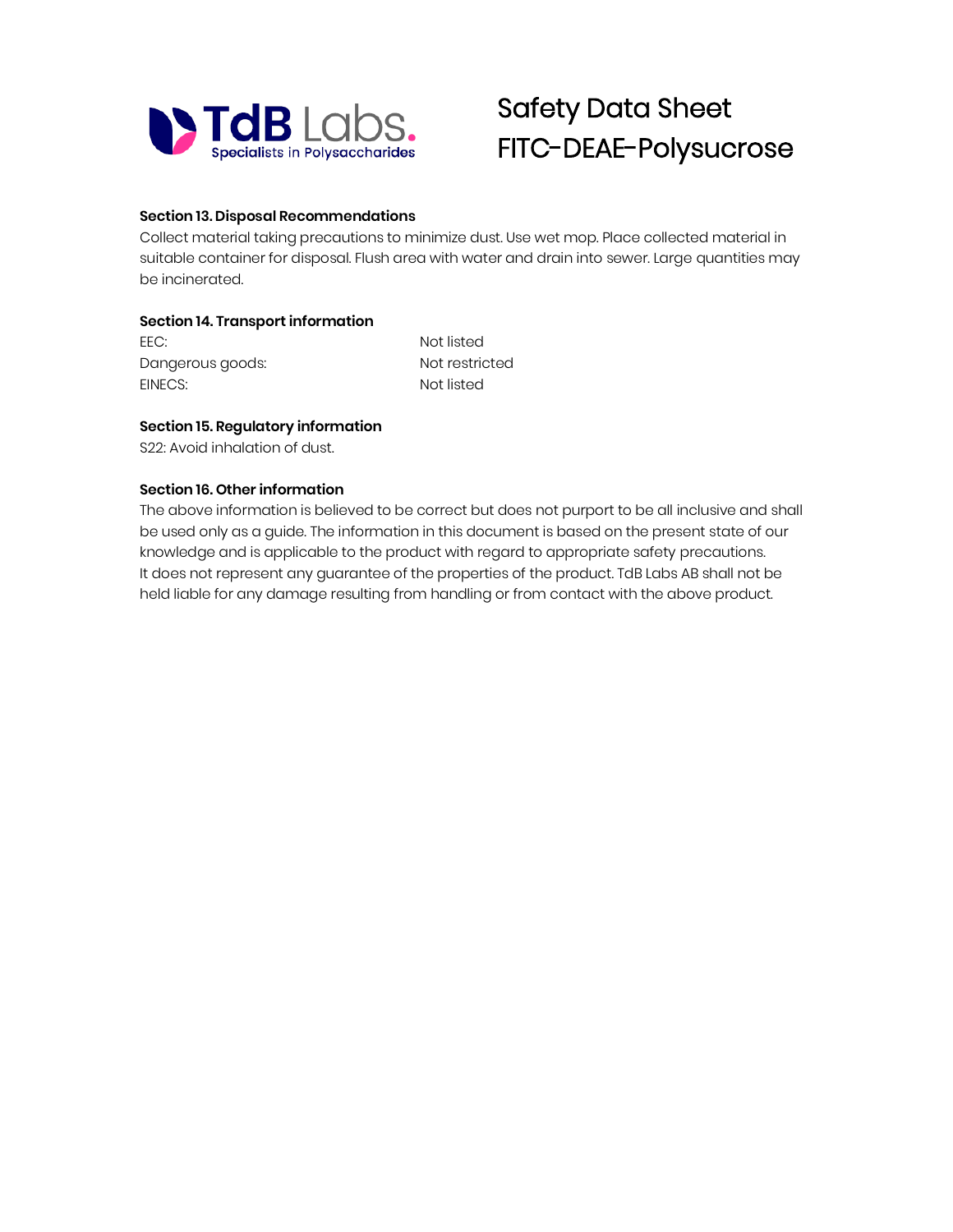### Section 13. Disposal Recommendations

Collect material taking precautions to minimize dust. Use wet mop. Place collected material in suitable container for disposal. Flush area with water and drain into sewer. Large quantities may be incinerated.

### Section 14. Transport information

| | |
|---|---|
| EEC: | Not listed |
| Dangerous goods: | Not restricted |
| EINECS: | Not listed |

### Section 15. Regulatory information

S22: Avoid inhalation of dust.

### Section 16. Other information

The above information is believed to be correct but does not purport to be all inclusive and shall be used only as a guide. The information in this document is based on the present state of our knowledge and is applicable to the product with regard to appropriate safety precautions. It does not represent any guarantee of the properties of the product. TdB Labs AB shall not be held liable for any damage resulting from handling or from contact with the above product.